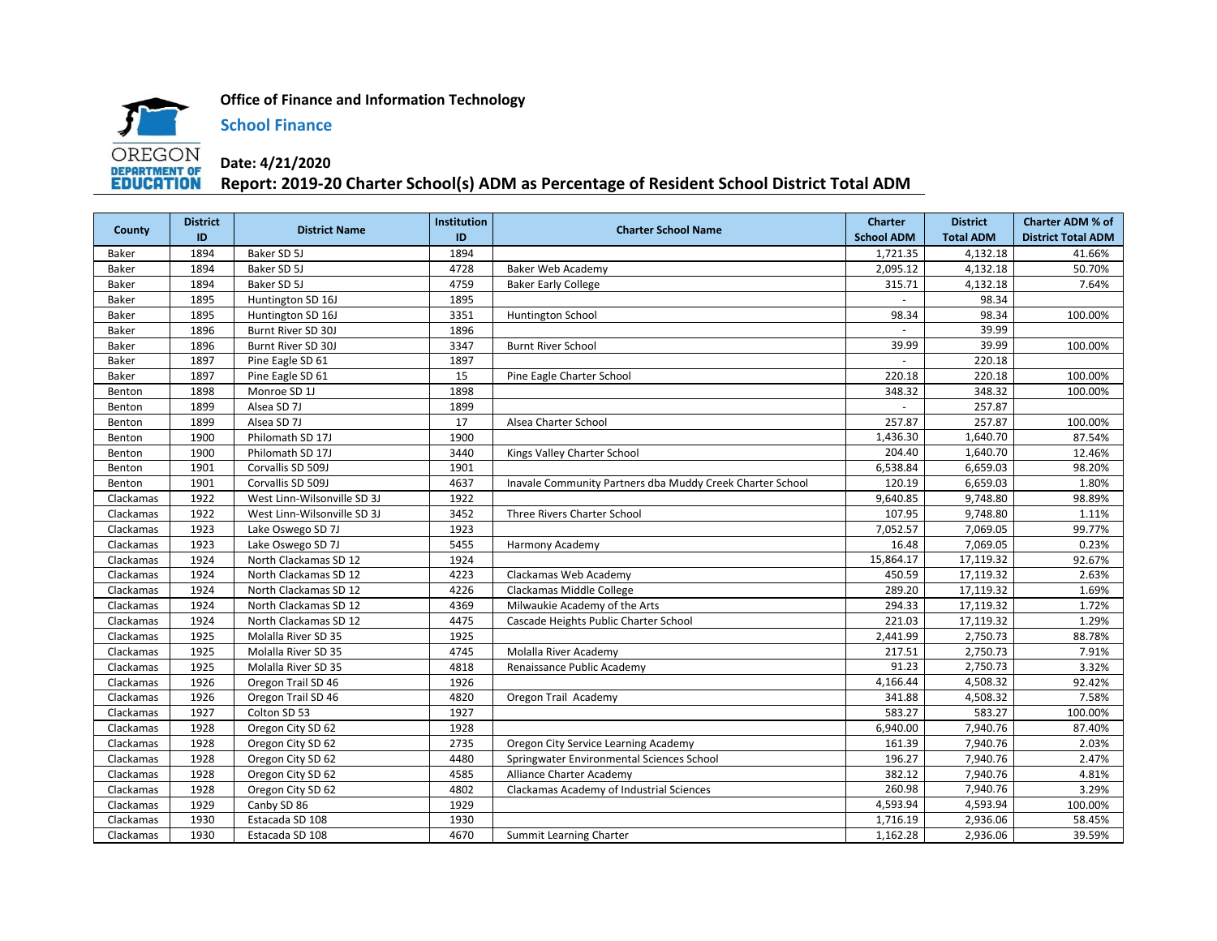**Office of Finance and Information Technology**

**School Finance**

**Date: 4/21/2020**

## Report: 2019-20 Charter School(s) ADM as Percentage of Resident School District Total ADM

| County | District ID | District Name | Institution ID | Charter School Name | Charter School ADM | District Total ADM | Charter ADM % of District Total ADM |
|---|---|---|---|---|---|---|---|
| Baker | 1894 | Baker SD 5J | 1894 | | 1,721.35 | 4,132.18 | 41.66% |
| Baker | 1894 | Baker SD 5J | 4728 | Baker Web Academy | 2,095.12 | 4,132.18 | 50.70% |
| Baker | 1894 | Baker SD 5J | 4759 | Baker Early College | 315.71 | 4,132.18 | 7.64% |
| Baker | 1895 | Huntington SD 16J | 1895 | | - | 98.34 | |
| Baker | 1895 | Huntington SD 16J | 3351 | Huntington School | 98.34 | 98.34 | 100.00% |
| Baker | 1896 | Burnt River SD 30J | 1896 | | - | 39.99 | |
| Baker | 1896 | Burnt River SD 30J | 3347 | Burnt River School | 39.99 | 39.99 | 100.00% |
| Baker | 1897 | Pine Eagle SD 61 | 1897 | | - | 220.18 | |
| Baker | 1897 | Pine Eagle SD 61 | 15 | Pine Eagle Charter School | 220.18 | 220.18 | 100.00% |
| Benton | 1898 | Monroe SD 1J | 1898 | | 348.32 | 348.32 | 100.00% |
| Benton | 1899 | Alsea SD 7J | 1899 | | - | 257.87 | |
| Benton | 1899 | Alsea SD 7J | 17 | Alsea Charter School | 257.87 | 257.87 | 100.00% |
| Benton | 1900 | Philomath SD 17J | 1900 | | 1,436.30 | 1,640.70 | 87.54% |
| Benton | 1900 | Philomath SD 17J | 3440 | Kings Valley Charter School | 204.40 | 1,640.70 | 12.46% |
| Benton | 1901 | Corvallis SD 509J | 1901 | | 6,538.84 | 6,659.03 | 98.20% |
| Benton | 1901 | Corvallis SD 509J | 4637 | Inavale Community Partners dba Muddy Creek Charter School | 120.19 | 6,659.03 | 1.80% |
| Clackamas | 1922 | West Linn-Wilsonville SD 3J | 1922 | | 9,640.85 | 9,748.80 | 98.89% |
| Clackamas | 1922 | West Linn-Wilsonville SD 3J | 3452 | Three Rivers Charter School | 107.95 | 9,748.80 | 1.11% |
| Clackamas | 1923 | Lake Oswego SD 7J | 1923 | | 7,052.57 | 7,069.05 | 99.77% |
| Clackamas | 1923 | Lake Oswego SD 7J | 5455 | Harmony Academy | 16.48 | 7,069.05 | 0.23% |
| Clackamas | 1924 | North Clackamas SD 12 | 1924 | | 15,864.17 | 17,119.32 | 92.67% |
| Clackamas | 1924 | North Clackamas SD 12 | 4223 | Clackamas Web Academy | 450.59 | 17,119.32 | 2.63% |
| Clackamas | 1924 | North Clackamas SD 12 | 4226 | Clackamas Middle College | 289.20 | 17,119.32 | 1.69% |
| Clackamas | 1924 | North Clackamas SD 12 | 4369 | Milwaukie Academy of the Arts | 294.33 | 17,119.32 | 1.72% |
| Clackamas | 1924 | North Clackamas SD 12 | 4475 | Cascade Heights Public Charter School | 221.03 | 17,119.32 | 1.29% |
| Clackamas | 1925 | Molalla River SD 35 | 1925 | | 2,441.99 | 2,750.73 | 88.78% |
| Clackamas | 1925 | Molalla River SD 35 | 4745 | Molalla River Academy | 217.51 | 2,750.73 | 7.91% |
| Clackamas | 1925 | Molalla River SD 35 | 4818 | Renaissance Public Academy | 91.23 | 2,750.73 | 3.32% |
| Clackamas | 1926 | Oregon Trail SD 46 | 1926 | | 4,166.44 | 4,508.32 | 92.42% |
| Clackamas | 1926 | Oregon Trail SD 46 | 4820 | Oregon Trail Academy | 341.88 | 4,508.32 | 7.58% |
| Clackamas | 1927 | Colton SD 53 | 1927 | | 583.27 | 583.27 | 100.00% |
| Clackamas | 1928 | Oregon City SD 62 | 1928 | | 6,940.00 | 7,940.76 | 87.40% |
| Clackamas | 1928 | Oregon City SD 62 | 2735 | Oregon City Service Learning Academy | 161.39 | 7,940.76 | 2.03% |
| Clackamas | 1928 | Oregon City SD 62 | 4480 | Springwater Environmental Sciences School | 196.27 | 7,940.76 | 2.47% |
| Clackamas | 1928 | Oregon City SD 62 | 4585 | Alliance Charter Academy | 382.12 | 7,940.76 | 4.81% |
| Clackamas | 1928 | Oregon City SD 62 | 4802 | Clackamas Academy of Industrial Sciences | 260.98 | 7,940.76 | 3.29% |
| Clackamas | 1929 | Canby SD 86 | 1929 | | 4,593.94 | 4,593.94 | 100.00% |
| Clackamas | 1930 | Estacada SD 108 | 1930 | | 1,716.19 | 2,936.06 | 58.45% |
| Clackamas | 1930 | Estacada SD 108 | 4670 | Summit Learning Charter | 1,162.28 | 2,936.06 | 39.59% |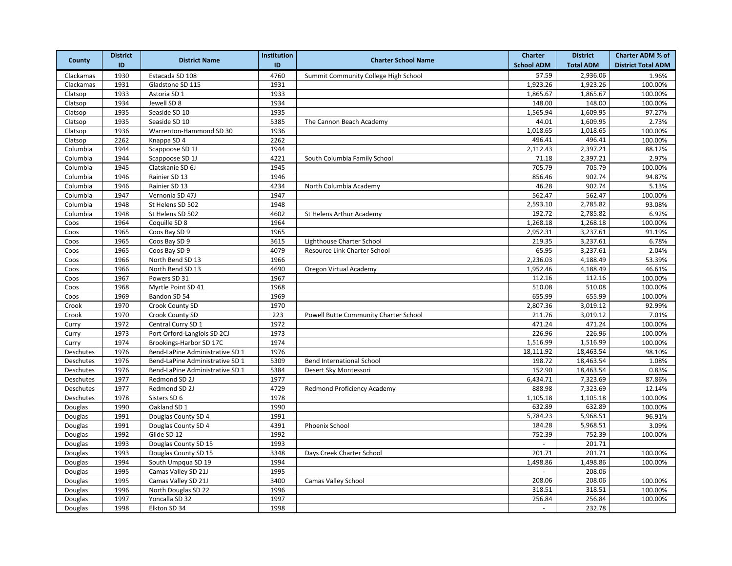| County | District ID | District Name | Institution ID | Charter School Name | Charter School ADM | District Total ADM | Charter ADM % of District Total ADM |
|---|---|---|---|---|---|---|---|
| Clackamas | 1930 | Estacada SD 108 | 4760 | Summit Community College High School | 57.59 | 2,936.06 | 1.96% |
| Clackamas | 1931 | Gladstone SD 115 | 1931 | | 1,923.26 | 1,923.26 | 100.00% |
| Clatsop | 1933 | Astoria SD 1 | 1933 | | 1,865.67 | 1,865.67 | 100.00% |
| Clatsop | 1934 | Jewell SD 8 | 1934 | | 148.00 | 148.00 | 100.00% |
| Clatsop | 1935 | Seaside SD 10 | 1935 | | 1,565.94 | 1,609.95 | 97.27% |
| Clatsop | 1935 | Seaside SD 10 | 5385 | The Cannon Beach Academy | 44.01 | 1,609.95 | 2.73% |
| Clatsop | 1936 | Warrenton-Hammond SD 30 | 1936 | | 1,018.65 | 1,018.65 | 100.00% |
| Clatsop | 2262 | Knappa SD 4 | 2262 | | 496.41 | 496.41 | 100.00% |
| Columbia | 1944 | Scappoose SD 1J | 1944 | | 2,112.43 | 2,397.21 | 88.12% |
| Columbia | 1944 | Scappoose SD 1J | 4221 | South Columbia Family School | 71.18 | 2,397.21 | 2.97% |
| Columbia | 1945 | Clatskanie SD 6J | 1945 | | 705.79 | 705.79 | 100.00% |
| Columbia | 1946 | Rainier SD 13 | 1946 | | 856.46 | 902.74 | 94.87% |
| Columbia | 1946 | Rainier SD 13 | 4234 | North Columbia Academy | 46.28 | 902.74 | 5.13% |
| Columbia | 1947 | Vernonia SD 47J | 1947 | | 562.47 | 562.47 | 100.00% |
| Columbia | 1948 | St Helens SD 502 | 1948 | | 2,593.10 | 2,785.82 | 93.08% |
| Columbia | 1948 | St Helens SD 502 | 4602 | St Helens Arthur Academy | 192.72 | 2,785.82 | 6.92% |
| Coos | 1964 | Coquille SD 8 | 1964 | | 1,268.18 | 1,268.18 | 100.00% |
| Coos | 1965 | Coos Bay SD 9 | 1965 | | 2,952.31 | 3,237.61 | 91.19% |
| Coos | 1965 | Coos Bay SD 9 | 3615 | Lighthouse Charter School | 219.35 | 3,237.61 | 6.78% |
| Coos | 1965 | Coos Bay SD 9 | 4079 | Resource Link Charter School | 65.95 | 3,237.61 | 2.04% |
| Coos | 1966 | North Bend SD 13 | 1966 | | 2,236.03 | 4,188.49 | 53.39% |
| Coos | 1966 | North Bend SD 13 | 4690 | Oregon Virtual Academy | 1,952.46 | 4,188.49 | 46.61% |
| Coos | 1967 | Powers SD 31 | 1967 | | 112.16 | 112.16 | 100.00% |
| Coos | 1968 | Myrtle Point SD 41 | 1968 | | 510.08 | 510.08 | 100.00% |
| Coos | 1969 | Bandon SD 54 | 1969 | | 655.99 | 655.99 | 100.00% |
| Crook | 1970 | Crook County SD | 1970 | | 2,807.36 | 3,019.12 | 92.99% |
| Crook | 1970 | Crook County SD | 223 | Powell Butte Community Charter School | 211.76 | 3,019.12 | 7.01% |
| Curry | 1972 | Central Curry SD 1 | 1972 | | 471.24 | 471.24 | 100.00% |
| Curry | 1973 | Port Orford-Langlois SD 2CJ | 1973 | | 226.96 | 226.96 | 100.00% |
| Curry | 1974 | Brookings-Harbor SD 17C | 1974 | | 1,516.99 | 1,516.99 | 100.00% |
| Deschutes | 1976 | Bend-LaPine Administrative SD 1 | 1976 | | 18,111.92 | 18,463.54 | 98.10% |
| Deschutes | 1976 | Bend-LaPine Administrative SD 1 | 5309 | Bend International School | 198.72 | 18,463.54 | 1.08% |
| Deschutes | 1976 | Bend-LaPine Administrative SD 1 | 5384 | Desert Sky Montessori | 152.90 | 18,463.54 | 0.83% |
| Deschutes | 1977 | Redmond SD 2J | 1977 | | 6,434.71 | 7,323.69 | 87.86% |
| Deschutes | 1977 | Redmond SD 2J | 4729 | Redmond Proficiency Academy | 888.98 | 7,323.69 | 12.14% |
| Deschutes | 1978 | Sisters SD 6 | 1978 | | 1,105.18 | 1,105.18 | 100.00% |
| Douglas | 1990 | Oakland SD 1 | 1990 | | 632.89 | 632.89 | 100.00% |
| Douglas | 1991 | Douglas County SD 4 | 1991 | | 5,784.23 | 5,968.51 | 96.91% |
| Douglas | 1991 | Douglas County SD 4 | 4391 | Phoenix School | 184.28 | 5,968.51 | 3.09% |
| Douglas | 1992 | Glide SD 12 | 1992 | | 752.39 | 752.39 | 100.00% |
| Douglas | 1993 | Douglas County SD 15 | 1993 | | - | 201.71 | |
| Douglas | 1993 | Douglas County SD 15 | 3348 | Days Creek Charter School | 201.71 | 201.71 | 100.00% |
| Douglas | 1994 | South Umpqua SD 19 | 1994 | | 1,498.86 | 1,498.86 | 100.00% |
| Douglas | 1995 | Camas Valley SD 21J | 1995 | | - | 208.06 | |
| Douglas | 1995 | Camas Valley SD 21J | 3400 | Camas Valley School | 208.06 | 208.06 | 100.00% |
| Douglas | 1996 | North Douglas SD 22 | 1996 | | 318.51 | 318.51 | 100.00% |
| Douglas | 1997 | Yoncalla SD 32 | 1997 | | 256.84 | 256.84 | 100.00% |
| Douglas | 1998 | Elkton SD 34 | 1998 | | - | 232.78 | |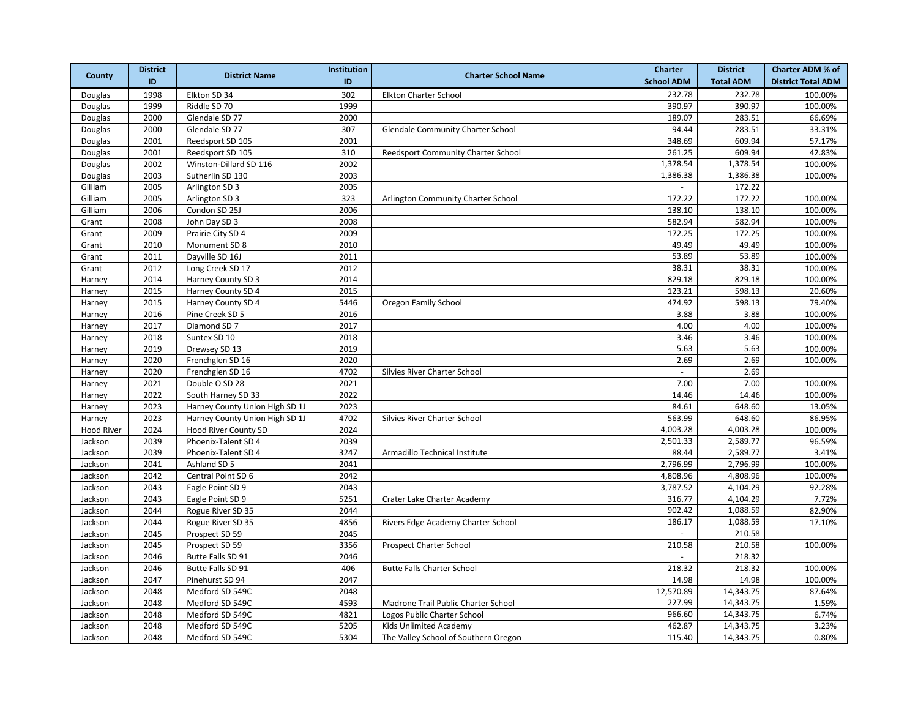| County | District ID | District Name | Institution ID | Charter School Name | Charter School ADM | District Total ADM | Charter ADM % of District Total ADM |
|---|---|---|---|---|---|---|---|
| Douglas | 1998 | Elkton SD 34 | 302 | Elkton Charter School | 232.78 | 232.78 | 100.00% |
| Douglas | 1999 | Riddle SD 70 | 1999 | | 390.97 | 390.97 | 100.00% |
| Douglas | 2000 | Glendale SD 77 | 2000 | | 189.07 | 283.51 | 66.69% |
| Douglas | 2000 | Glendale SD 77 | 307 | Glendale Community Charter School | 94.44 | 283.51 | 33.31% |
| Douglas | 2001 | Reedsport SD 105 | 2001 | | 348.69 | 609.94 | 57.17% |
| Douglas | 2001 | Reedsport SD 105 | 310 | Reedsport Community Charter School | 261.25 | 609.94 | 42.83% |
| Douglas | 2002 | Winston-Dillard SD 116 | 2002 | | 1,378.54 | 1,378.54 | 100.00% |
| Douglas | 2003 | Sutherlin SD 130 | 2003 | | 1,386.38 | 1,386.38 | 100.00% |
| Gilliam | 2005 | Arlington SD 3 | 2005 | | - | 172.22 | |
| Gilliam | 2005 | Arlington SD 3 | 323 | Arlington Community Charter School | 172.22 | 172.22 | 100.00% |
| Gilliam | 2006 | Condon SD 25J | 2006 | | 138.10 | 138.10 | 100.00% |
| Grant | 2008 | John Day SD 3 | 2008 | | 582.94 | 582.94 | 100.00% |
| Grant | 2009 | Prairie City SD 4 | 2009 | | 172.25 | 172.25 | 100.00% |
| Grant | 2010 | Monument SD 8 | 2010 | | 49.49 | 49.49 | 100.00% |
| Grant | 2011 | Dayville SD 16J | 2011 | | 53.89 | 53.89 | 100.00% |
| Grant | 2012 | Long Creek SD 17 | 2012 | | 38.31 | 38.31 | 100.00% |
| Harney | 2014 | Harney County SD 3 | 2014 | | 829.18 | 829.18 | 100.00% |
| Harney | 2015 | Harney County SD 4 | 2015 | | 123.21 | 598.13 | 20.60% |
| Harney | 2015 | Harney County SD 4 | 5446 | Oregon Family School | 474.92 | 598.13 | 79.40% |
| Harney | 2016 | Pine Creek SD 5 | 2016 | | 3.88 | 3.88 | 100.00% |
| Harney | 2017 | Diamond SD 7 | 2017 | | 4.00 | 4.00 | 100.00% |
| Harney | 2018 | Suntex SD 10 | 2018 | | 3.46 | 3.46 | 100.00% |
| Harney | 2019 | Drewsey SD 13 | 2019 | | 5.63 | 5.63 | 100.00% |
| Harney | 2020 | Frenchglen SD 16 | 2020 | | 2.69 | 2.69 | 100.00% |
| Harney | 2020 | Frenchglen SD 16 | 4702 | Silvies River Charter School | - | 2.69 | |
| Harney | 2021 | Double O SD 28 | 2021 | | 7.00 | 7.00 | 100.00% |
| Harney | 2022 | South Harney SD 33 | 2022 | | 14.46 | 14.46 | 100.00% |
| Harney | 2023 | Harney County Union High SD 1J | 2023 | | 84.61 | 648.60 | 13.05% |
| Harney | 2023 | Harney County Union High SD 1J | 4702 | Silvies River Charter School | 563.99 | 648.60 | 86.95% |
| Hood River | 2024 | Hood River County SD | 2024 | | 4,003.28 | 4,003.28 | 100.00% |
| Jackson | 2039 | Phoenix-Talent SD 4 | 2039 | | 2,501.33 | 2,589.77 | 96.59% |
| Jackson | 2039 | Phoenix-Talent SD 4 | 3247 | Armadillo Technical Institute | 88.44 | 2,589.77 | 3.41% |
| Jackson | 2041 | Ashland SD 5 | 2041 | | 2,796.99 | 2,796.99 | 100.00% |
| Jackson | 2042 | Central Point SD 6 | 2042 | | 4,808.96 | 4,808.96 | 100.00% |
| Jackson | 2043 | Eagle Point SD 9 | 2043 | | 3,787.52 | 4,104.29 | 92.28% |
| Jackson | 2043 | Eagle Point SD 9 | 5251 | Crater Lake Charter Academy | 316.77 | 4,104.29 | 7.72% |
| Jackson | 2044 | Rogue River SD 35 | 2044 | | 902.42 | 1,088.59 | 82.90% |
| Jackson | 2044 | Rogue River SD 35 | 4856 | Rivers Edge Academy Charter School | 186.17 | 1,088.59 | 17.10% |
| Jackson | 2045 | Prospect SD 59 | 2045 | | - | 210.58 | |
| Jackson | 2045 | Prospect SD 59 | 3356 | Prospect Charter School | 210.58 | 210.58 | 100.00% |
| Jackson | 2046 | Butte Falls SD 91 | 2046 | | - | 218.32 | |
| Jackson | 2046 | Butte Falls SD 91 | 406 | Butte Falls Charter School | 218.32 | 218.32 | 100.00% |
| Jackson | 2047 | Pinehurst SD 94 | 2047 | | 14.98 | 14.98 | 100.00% |
| Jackson | 2048 | Medford SD 549C | 2048 | | 12,570.89 | 14,343.75 | 87.64% |
| Jackson | 2048 | Medford SD 549C | 4593 | Madrone Trail Public Charter School | 227.99 | 14,343.75 | 1.59% |
| Jackson | 2048 | Medford SD 549C | 4821 | Logos Public Charter School | 966.60 | 14,343.75 | 6.74% |
| Jackson | 2048 | Medford SD 549C | 5205 | Kids Unlimited Academy | 462.87 | 14,343.75 | 3.23% |
| Jackson | 2048 | Medford SD 549C | 5304 | The Valley School of Southern Oregon | 115.40 | 14,343.75 | 0.80% |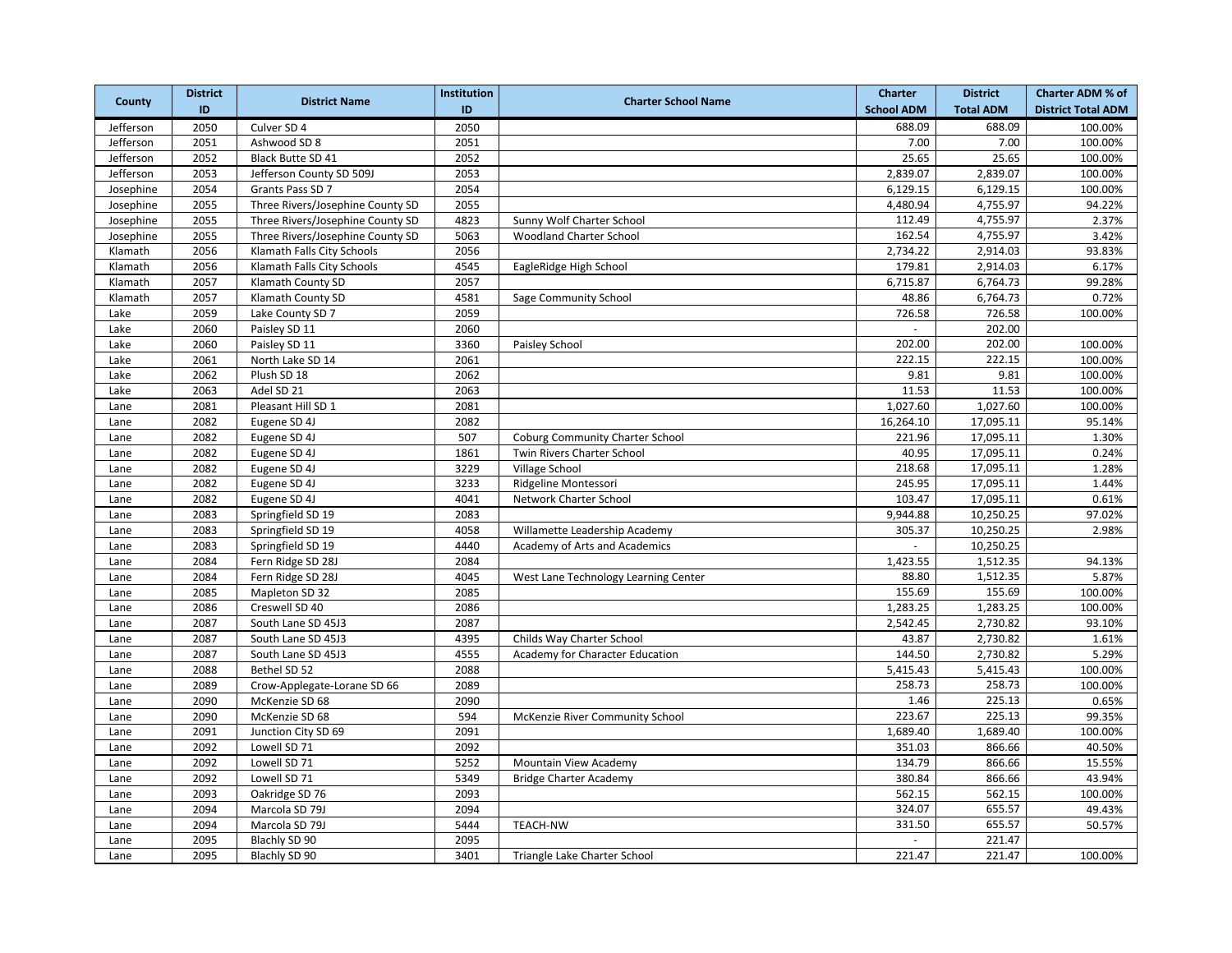| County | District ID | District Name | Institution ID | Charter School Name | Charter School ADM | District Total ADM | Charter ADM % of District Total ADM |
|---|---|---|---|---|---|---|---|
| Jefferson | 2050 | Culver SD 4 | 2050 | | 688.09 | 688.09 | 100.00% |
| Jefferson | 2051 | Ashwood SD 8 | 2051 | | 7.00 | 7.00 | 100.00% |
| Jefferson | 2052 | Black Butte SD 41 | 2052 | | 25.65 | 25.65 | 100.00% |
| Jefferson | 2053 | Jefferson County SD 509J | 2053 | | 2,839.07 | 2,839.07 | 100.00% |
| Josephine | 2054 | Grants Pass SD 7 | 2054 | | 6,129.15 | 6,129.15 | 100.00% |
| Josephine | 2055 | Three Rivers/Josephine County SD | 2055 | | 4,480.94 | 4,755.97 | 94.22% |
| Josephine | 2055 | Three Rivers/Josephine County SD | 4823 | Sunny Wolf Charter School | 112.49 | 4,755.97 | 2.37% |
| Josephine | 2055 | Three Rivers/Josephine County SD | 5063 | Woodland Charter School | 162.54 | 4,755.97 | 3.42% |
| Klamath | 2056 | Klamath Falls City Schools | 2056 | | 2,734.22 | 2,914.03 | 93.83% |
| Klamath | 2056 | Klamath Falls City Schools | 4545 | EagleRidge High School | 179.81 | 2,914.03 | 6.17% |
| Klamath | 2057 | Klamath County SD | 2057 | | 6,715.87 | 6,764.73 | 99.28% |
| Klamath | 2057 | Klamath County SD | 4581 | Sage Community School | 48.86 | 6,764.73 | 0.72% |
| Lake | 2059 | Lake County SD 7 | 2059 | | 726.58 | 726.58 | 100.00% |
| Lake | 2060 | Paisley SD 11 | 2060 | | - | 202.00 | |
| Lake | 2060 | Paisley SD 11 | 3360 | Paisley School | 202.00 | 202.00 | 100.00% |
| Lake | 2061 | North Lake SD 14 | 2061 | | 222.15 | 222.15 | 100.00% |
| Lake | 2062 | Plush SD 18 | 2062 | | 9.81 | 9.81 | 100.00% |
| Lake | 2063 | Adel SD 21 | 2063 | | 11.53 | 11.53 | 100.00% |
| Lane | 2081 | Pleasant Hill SD 1 | 2081 | | 1,027.60 | 1,027.60 | 100.00% |
| Lane | 2082 | Eugene SD 4J | 2082 | | 16,264.10 | 17,095.11 | 95.14% |
| Lane | 2082 | Eugene SD 4J | 507 | Coburg Community Charter School | 221.96 | 17,095.11 | 1.30% |
| Lane | 2082 | Eugene SD 4J | 1861 | Twin Rivers Charter School | 40.95 | 17,095.11 | 0.24% |
| Lane | 2082 | Eugene SD 4J | 3229 | Village School | 218.68 | 17,095.11 | 1.28% |
| Lane | 2082 | Eugene SD 4J | 3233 | Ridgeline Montessori | 245.95 | 17,095.11 | 1.44% |
| Lane | 2082 | Eugene SD 4J | 4041 | Network Charter School | 103.47 | 17,095.11 | 0.61% |
| Lane | 2083 | Springfield SD 19 | 2083 | | 9,944.88 | 10,250.25 | 97.02% |
| Lane | 2083 | Springfield SD 19 | 4058 | Willamette Leadership Academy | 305.37 | 10,250.25 | 2.98% |
| Lane | 2083 | Springfield SD 19 | 4440 | Academy of Arts and Academics | - | 10,250.25 | |
| Lane | 2084 | Fern Ridge SD 28J | 2084 | | 1,423.55 | 1,512.35 | 94.13% |
| Lane | 2084 | Fern Ridge SD 28J | 4045 | West Lane Technology Learning Center | 88.80 | 1,512.35 | 5.87% |
| Lane | 2085 | Mapleton SD 32 | 2085 | | 155.69 | 155.69 | 100.00% |
| Lane | 2086 | Creswell SD 40 | 2086 | | 1,283.25 | 1,283.25 | 100.00% |
| Lane | 2087 | South Lane SD 45J3 | 2087 | | 2,542.45 | 2,730.82 | 93.10% |
| Lane | 2087 | South Lane SD 45J3 | 4395 | Childs Way Charter School | 43.87 | 2,730.82 | 1.61% |
| Lane | 2087 | South Lane SD 45J3 | 4555 | Academy for Character Education | 144.50 | 2,730.82 | 5.29% |
| Lane | 2088 | Bethel SD 52 | 2088 | | 5,415.43 | 5,415.43 | 100.00% |
| Lane | 2089 | Crow-Applegate-Lorane SD 66 | 2089 | | 258.73 | 258.73 | 100.00% |
| Lane | 2090 | McKenzie SD 68 | 2090 | | 1.46 | 225.13 | 0.65% |
| Lane | 2090 | McKenzie SD 68 | 594 | McKenzie River Community School | 223.67 | 225.13 | 99.35% |
| Lane | 2091 | Junction City SD 69 | 2091 | | 1,689.40 | 1,689.40 | 100.00% |
| Lane | 2092 | Lowell SD 71 | 2092 | | 351.03 | 866.66 | 40.50% |
| Lane | 2092 | Lowell SD 71 | 5252 | Mountain View Academy | 134.79 | 866.66 | 15.55% |
| Lane | 2092 | Lowell SD 71 | 5349 | Bridge Charter Academy | 380.84 | 866.66 | 43.94% |
| Lane | 2093 | Oakridge SD 76 | 2093 | | 562.15 | 562.15 | 100.00% |
| Lane | 2094 | Marcola SD 79J | 2094 | | 324.07 | 655.57 | 49.43% |
| Lane | 2094 | Marcola SD 79J | 5444 | TEACH-NW | 331.50 | 655.57 | 50.57% |
| Lane | 2095 | Blachly SD 90 | 2095 | | - | 221.47 | |
| Lane | 2095 | Blachly SD 90 | 3401 | Triangle Lake Charter School | 221.47 | 221.47 | 100.00% |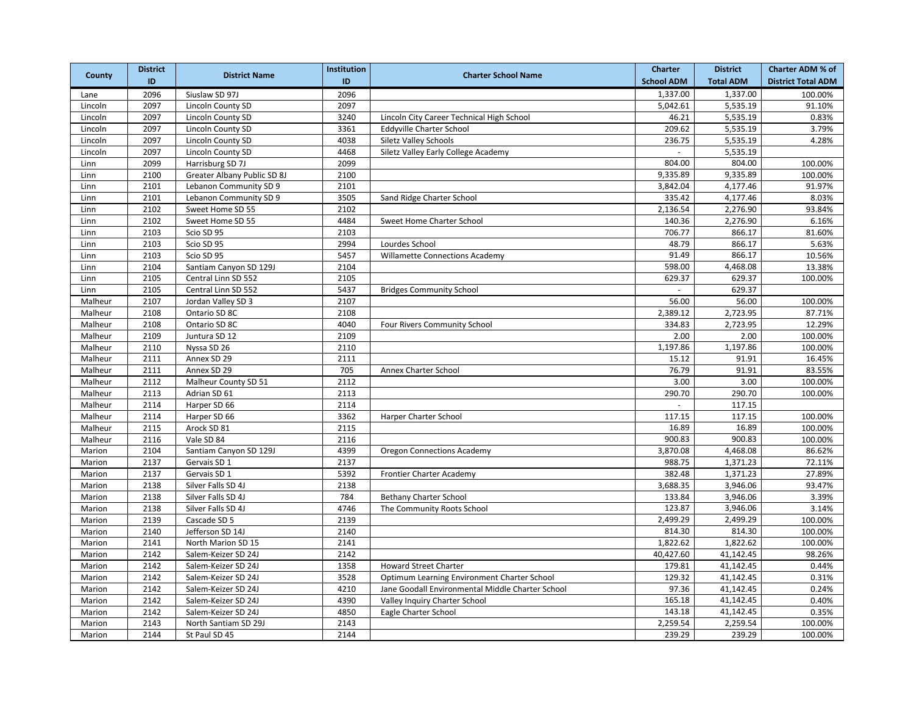| County | District ID | District Name | Institution ID | Charter School Name | Charter School ADM | District Total ADM | Charter ADM % of District Total ADM |
|---|---|---|---|---|---|---|---|
| Lane | 2096 | Siuslaw SD 97J | 2096 | | 1,337.00 | 1,337.00 | 100.00% |
| Lincoln | 2097 | Lincoln County SD | 2097 | | 5,042.61 | 5,535.19 | 91.10% |
| Lincoln | 2097 | Lincoln County SD | 3240 | Lincoln City Career Technical High School | 46.21 | 5,535.19 | 0.83% |
| Lincoln | 2097 | Lincoln County SD | 3361 | Eddyville Charter School | 209.62 | 5,535.19 | 3.79% |
| Lincoln | 2097 | Lincoln County SD | 4038 | Siletz Valley Schools | 236.75 | 5,535.19 | 4.28% |
| Lincoln | 2097 | Lincoln County SD | 4468 | Siletz Valley Early College Academy | - | 5,535.19 | |
| Linn | 2099 | Harrisburg SD 7J | 2099 | | 804.00 | 804.00 | 100.00% |
| Linn | 2100 | Greater Albany Public SD 8J | 2100 | | 9,335.89 | 9,335.89 | 100.00% |
| Linn | 2101 | Lebanon Community SD 9 | 2101 | | 3,842.04 | 4,177.46 | 91.97% |
| Linn | 2101 | Lebanon Community SD 9 | 3505 | Sand Ridge Charter School | 335.42 | 4,177.46 | 8.03% |
| Linn | 2102 | Sweet Home SD 55 | 2102 | | 2,136.54 | 2,276.90 | 93.84% |
| Linn | 2102 | Sweet Home SD 55 | 4484 | Sweet Home Charter School | 140.36 | 2,276.90 | 6.16% |
| Linn | 2103 | Scio SD 95 | 2103 | | 706.77 | 866.17 | 81.60% |
| Linn | 2103 | Scio SD 95 | 2994 | Lourdes School | 48.79 | 866.17 | 5.63% |
| Linn | 2103 | Scio SD 95 | 5457 | Willamette Connections Academy | 91.49 | 866.17 | 10.56% |
| Linn | 2104 | Santiam Canyon SD 129J | 2104 | | 598.00 | 4,468.08 | 13.38% |
| Linn | 2105 | Central Linn SD 552 | 2105 | | 629.37 | 629.37 | 100.00% |
| Linn | 2105 | Central Linn SD 552 | 5437 | Bridges Community School | - | 629.37 | |
| Malheur | 2107 | Jordan Valley SD 3 | 2107 | | 56.00 | 56.00 | 100.00% |
| Malheur | 2108 | Ontario SD 8C | 2108 | | 2,389.12 | 2,723.95 | 87.71% |
| Malheur | 2108 | Ontario SD 8C | 4040 | Four Rivers Community School | 334.83 | 2,723.95 | 12.29% |
| Malheur | 2109 | Juntura SD 12 | 2109 | | 2.00 | 2.00 | 100.00% |
| Malheur | 2110 | Nyssa SD 26 | 2110 | | 1,197.86 | 1,197.86 | 100.00% |
| Malheur | 2111 | Annex SD 29 | 2111 | | 15.12 | 91.91 | 16.45% |
| Malheur | 2111 | Annex SD 29 | 705 | Annex Charter School | 76.79 | 91.91 | 83.55% |
| Malheur | 2112 | Malheur County SD 51 | 2112 | | 3.00 | 3.00 | 100.00% |
| Malheur | 2113 | Adrian SD 61 | 2113 | | 290.70 | 290.70 | 100.00% |
| Malheur | 2114 | Harper SD 66 | 2114 | | - | 117.15 | |
| Malheur | 2114 | Harper SD 66 | 3362 | Harper Charter School | 117.15 | 117.15 | 100.00% |
| Malheur | 2115 | Arock SD 81 | 2115 | | 16.89 | 16.89 | 100.00% |
| Malheur | 2116 | Vale SD 84 | 2116 | | 900.83 | 900.83 | 100.00% |
| Marion | 2104 | Santiam Canyon SD 129J | 4399 | Oregon Connections Academy | 3,870.08 | 4,468.08 | 86.62% |
| Marion | 2137 | Gervais SD 1 | 2137 | | 988.75 | 1,371.23 | 72.11% |
| Marion | 2137 | Gervais SD 1 | 5392 | Frontier Charter Academy | 382.48 | 1,371.23 | 27.89% |
| Marion | 2138 | Silver Falls SD 4J | 2138 | | 3,688.35 | 3,946.06 | 93.47% |
| Marion | 2138 | Silver Falls SD 4J | 784 | Bethany Charter School | 133.84 | 3,946.06 | 3.39% |
| Marion | 2138 | Silver Falls SD 4J | 4746 | The Community Roots School | 123.87 | 3,946.06 | 3.14% |
| Marion | 2139 | Cascade SD 5 | 2139 | | 2,499.29 | 2,499.29 | 100.00% |
| Marion | 2140 | Jefferson SD 14J | 2140 | | 814.30 | 814.30 | 100.00% |
| Marion | 2141 | North Marion SD 15 | 2141 | | 1,822.62 | 1,822.62 | 100.00% |
| Marion | 2142 | Salem-Keizer SD 24J | 2142 | | 40,427.60 | 41,142.45 | 98.26% |
| Marion | 2142 | Salem-Keizer SD 24J | 1358 | Howard Street Charter | 179.81 | 41,142.45 | 0.44% |
| Marion | 2142 | Salem-Keizer SD 24J | 3528 | Optimum Learning Environment Charter School | 129.32 | 41,142.45 | 0.31% |
| Marion | 2142 | Salem-Keizer SD 24J | 4210 | Jane Goodall Environmental Middle Charter School | 97.36 | 41,142.45 | 0.24% |
| Marion | 2142 | Salem-Keizer SD 24J | 4390 | Valley Inquiry Charter School | 165.18 | 41,142.45 | 0.40% |
| Marion | 2142 | Salem-Keizer SD 24J | 4850 | Eagle Charter School | 143.18 | 41,142.45 | 0.35% |
| Marion | 2143 | North Santiam SD 29J | 2143 | | 2,259.54 | 2,259.54 | 100.00% |
| Marion | 2144 | St Paul SD 45 | 2144 | | 239.29 | 239.29 | 100.00% |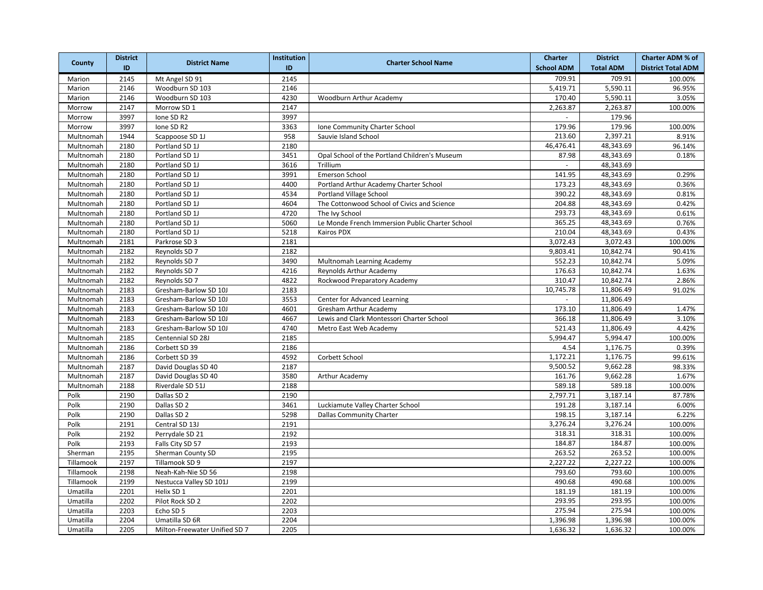| County | District ID | District Name | Institution ID | Charter School Name | Charter School ADM | District Total ADM | Charter ADM % of District Total ADM |
|---|---|---|---|---|---|---|---|
| Marion | 2145 | Mt Angel SD 91 | 2145 | | 709.91 | 709.91 | 100.00% |
| Marion | 2146 | Woodburn SD 103 | 2146 | | 5,419.71 | 5,590.11 | 96.95% |
| Marion | 2146 | Woodburn SD 103 | 4230 | Woodburn Arthur Academy | 170.40 | 5,590.11 | 3.05% |
| Morrow | 2147 | Morrow SD 1 | 2147 | | 2,263.87 | 2,263.87 | 100.00% |
| Morrow | 3997 | Ione SD R2 | 3997 | | - | 179.96 | |
| Morrow | 3997 | Ione SD R2 | 3363 | Ione Community Charter School | 179.96 | 179.96 | 100.00% |
| Multnomah | 1944 | Scappoose SD 1J | 958 | Sauvie Island School | 213.60 | 2,397.21 | 8.91% |
| Multnomah | 2180 | Portland SD 1J | 2180 | | 46,476.41 | 48,343.69 | 96.14% |
| Multnomah | 2180 | Portland SD 1J | 3451 | Opal School of the Portland Children's Museum | 87.98 | 48,343.69 | 0.18% |
| Multnomah | 2180 | Portland SD 1J | 3616 | Trillium | - | 48,343.69 | |
| Multnomah | 2180 | Portland SD 1J | 3991 | Emerson School | 141.95 | 48,343.69 | 0.29% |
| Multnomah | 2180 | Portland SD 1J | 4400 | Portland Arthur Academy Charter School | 173.23 | 48,343.69 | 0.36% |
| Multnomah | 2180 | Portland SD 1J | 4534 | Portland Village School | 390.22 | 48,343.69 | 0.81% |
| Multnomah | 2180 | Portland SD 1J | 4604 | The Cottonwood School of Civics and Science | 204.88 | 48,343.69 | 0.42% |
| Multnomah | 2180 | Portland SD 1J | 4720 | The Ivy School | 293.73 | 48,343.69 | 0.61% |
| Multnomah | 2180 | Portland SD 1J | 5060 | Le Monde French Immersion Public Charter School | 365.25 | 48,343.69 | 0.76% |
| Multnomah | 2180 | Portland SD 1J | 5218 | Kairos PDX | 210.04 | 48,343.69 | 0.43% |
| Multnomah | 2181 | Parkrose SD 3 | 2181 | | 3,072.43 | 3,072.43 | 100.00% |
| Multnomah | 2182 | Reynolds SD 7 | 2182 | | 9,803.41 | 10,842.74 | 90.41% |
| Multnomah | 2182 | Reynolds SD 7 | 3490 | Multnomah Learning Academy | 552.23 | 10,842.74 | 5.09% |
| Multnomah | 2182 | Reynolds SD 7 | 4216 | Reynolds Arthur Academy | 176.63 | 10,842.74 | 1.63% |
| Multnomah | 2182 | Reynolds SD 7 | 4822 | Rockwood Preparatory Academy | 310.47 | 10,842.74 | 2.86% |
| Multnomah | 2183 | Gresham-Barlow SD 10J | 2183 | | 10,745.78 | 11,806.49 | 91.02% |
| Multnomah | 2183 | Gresham-Barlow SD 10J | 3553 | Center for Advanced Learning | - | 11,806.49 | |
| Multnomah | 2183 | Gresham-Barlow SD 10J | 4601 | Gresham Arthur Academy | 173.10 | 11,806.49 | 1.47% |
| Multnomah | 2183 | Gresham-Barlow SD 10J | 4667 | Lewis and Clark Montessori Charter School | 366.18 | 11,806.49 | 3.10% |
| Multnomah | 2183 | Gresham-Barlow SD 10J | 4740 | Metro East Web Academy | 521.43 | 11,806.49 | 4.42% |
| Multnomah | 2185 | Centennial SD 28J | 2185 | | 5,994.47 | 5,994.47 | 100.00% |
| Multnomah | 2186 | Corbett SD 39 | 2186 | | 4.54 | 1,176.75 | 0.39% |
| Multnomah | 2186 | Corbett SD 39 | 4592 | Corbett School | 1,172.21 | 1,176.75 | 99.61% |
| Multnomah | 2187 | David Douglas SD 40 | 2187 | | 9,500.52 | 9,662.28 | 98.33% |
| Multnomah | 2187 | David Douglas SD 40 | 3580 | Arthur Academy | 161.76 | 9,662.28 | 1.67% |
| Multnomah | 2188 | Riverdale SD 51J | 2188 | | 589.18 | 589.18 | 100.00% |
| Polk | 2190 | Dallas SD 2 | 2190 | | 2,797.71 | 3,187.14 | 87.78% |
| Polk | 2190 | Dallas SD 2 | 3461 | Luckiamute Valley Charter School | 191.28 | 3,187.14 | 6.00% |
| Polk | 2190 | Dallas SD 2 | 5298 | Dallas Community Charter | 198.15 | 3,187.14 | 6.22% |
| Polk | 2191 | Central SD 13J | 2191 | | 3,276.24 | 3,276.24 | 100.00% |
| Polk | 2192 | Perrydale SD 21 | 2192 | | 318.31 | 318.31 | 100.00% |
| Polk | 2193 | Falls City SD 57 | 2193 | | 184.87 | 184.87 | 100.00% |
| Sherman | 2195 | Sherman County SD | 2195 | | 263.52 | 263.52 | 100.00% |
| Tillamook | 2197 | Tillamook SD 9 | 2197 | | 2,227.22 | 2,227.22 | 100.00% |
| Tillamook | 2198 | Neah-Kah-Nie SD 56 | 2198 | | 793.60 | 793.60 | 100.00% |
| Tillamook | 2199 | Nestucca Valley SD 101J | 2199 | | 490.68 | 490.68 | 100.00% |
| Umatilla | 2201 | Helix SD 1 | 2201 | | 181.19 | 181.19 | 100.00% |
| Umatilla | 2202 | Pilot Rock SD 2 | 2202 | | 293.95 | 293.95 | 100.00% |
| Umatilla | 2203 | Echo SD 5 | 2203 | | 275.94 | 275.94 | 100.00% |
| Umatilla | 2204 | Umatilla SD 6R | 2204 | | 1,396.98 | 1,396.98 | 100.00% |
| Umatilla | 2205 | Milton-Freewater Unified SD 7 | 2205 | | 1,636.32 | 1,636.32 | 100.00% |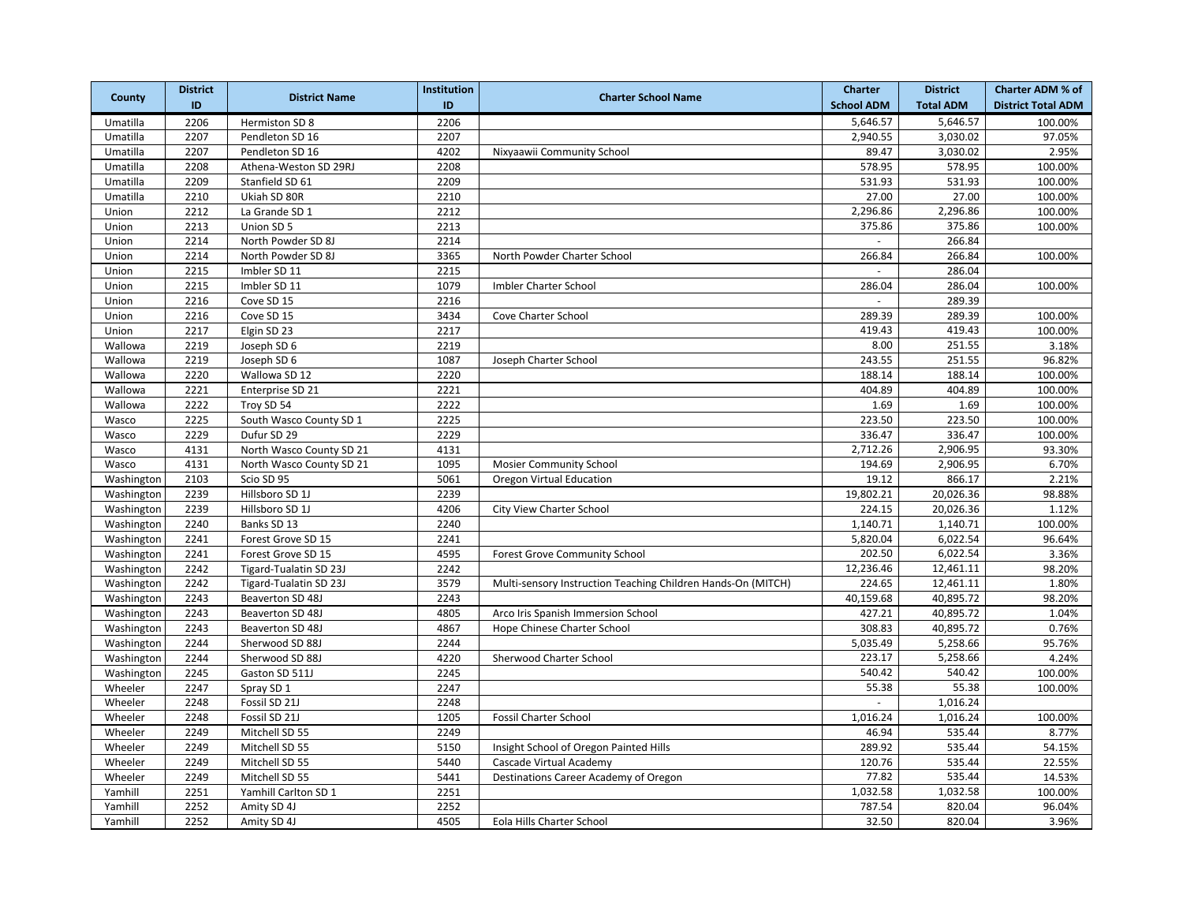| County | District ID | District Name | Institution ID | Charter School Name | Charter School ADM | District Total ADM | Charter ADM % of District Total ADM |
|---|---|---|---|---|---|---|---|
| Umatilla | 2206 | Hermiston SD 8 | 2206 | | 5,646.57 | 5,646.57 | 100.00% |
| Umatilla | 2207 | Pendleton SD 16 | 2207 | | 2,940.55 | 3,030.02 | 97.05% |
| Umatilla | 2207 | Pendleton SD 16 | 4202 | Nixyaawii Community School | 89.47 | 3,030.02 | 2.95% |
| Umatilla | 2208 | Athena-Weston SD 29RJ | 2208 | | 578.95 | 578.95 | 100.00% |
| Umatilla | 2209 | Stanfield SD 61 | 2209 | | 531.93 | 531.93 | 100.00% |
| Umatilla | 2210 | Ukiah SD 80R | 2210 | | 27.00 | 27.00 | 100.00% |
| Union | 2212 | La Grande SD 1 | 2212 | | 2,296.86 | 2,296.86 | 100.00% |
| Union | 2213 | Union SD 5 | 2213 | | 375.86 | 375.86 | 100.00% |
| Union | 2214 | North Powder SD 8J | 2214 | | - | 266.84 | |
| Union | 2214 | North Powder SD 8J | 3365 | North Powder Charter School | 266.84 | 266.84 | 100.00% |
| Union | 2215 | Imbler SD 11 | 2215 | | - | 286.04 | |
| Union | 2215 | Imbler SD 11 | 1079 | Imbler Charter School | 286.04 | 286.04 | 100.00% |
| Union | 2216 | Cove SD 15 | 2216 | | - | 289.39 | |
| Union | 2216 | Cove SD 15 | 3434 | Cove Charter School | 289.39 | 289.39 | 100.00% |
| Union | 2217 | Elgin SD 23 | 2217 | | 419.43 | 419.43 | 100.00% |
| Wallowa | 2219 | Joseph SD 6 | 2219 | | 8.00 | 251.55 | 3.18% |
| Wallowa | 2219 | Joseph SD 6 | 1087 | Joseph Charter School | 243.55 | 251.55 | 96.82% |
| Wallowa | 2220 | Wallowa SD 12 | 2220 | | 188.14 | 188.14 | 100.00% |
| Wallowa | 2221 | Enterprise SD 21 | 2221 | | 404.89 | 404.89 | 100.00% |
| Wallowa | 2222 | Troy SD 54 | 2222 | | 1.69 | 1.69 | 100.00% |
| Wasco | 2225 | South Wasco County SD 1 | 2225 | | 223.50 | 223.50 | 100.00% |
| Wasco | 2229 | Dufur SD 29 | 2229 | | 336.47 | 336.47 | 100.00% |
| Wasco | 4131 | North Wasco County SD 21 | 4131 | | 2,712.26 | 2,906.95 | 93.30% |
| Wasco | 4131 | North Wasco County SD 21 | 1095 | Mosier Community School | 194.69 | 2,906.95 | 6.70% |
| Washington | 2103 | Scio SD 95 | 5061 | Oregon Virtual Education | 19.12 | 866.17 | 2.21% |
| Washington | 2239 | Hillsboro SD 1J | 2239 | | 19,802.21 | 20,026.36 | 98.88% |
| Washington | 2239 | Hillsboro SD 1J | 4206 | City View Charter School | 224.15 | 20,026.36 | 1.12% |
| Washington | 2240 | Banks SD 13 | 2240 | | 1,140.71 | 1,140.71 | 100.00% |
| Washington | 2241 | Forest Grove SD 15 | 2241 | | 5,820.04 | 6,022.54 | 96.64% |
| Washington | 2241 | Forest Grove SD 15 | 4595 | Forest Grove Community School | 202.50 | 6,022.54 | 3.36% |
| Washington | 2242 | Tigard-Tualatin SD 23J | 2242 | | 12,236.46 | 12,461.11 | 98.20% |
| Washington | 2242 | Tigard-Tualatin SD 23J | 3579 | Multi-sensory Instruction Teaching Children Hands-On (MITCH) | 224.65 | 12,461.11 | 1.80% |
| Washington | 2243 | Beaverton SD 48J | 2243 | | 40,159.68 | 40,895.72 | 98.20% |
| Washington | 2243 | Beaverton SD 48J | 4805 | Arco Iris Spanish Immersion School | 427.21 | 40,895.72 | 1.04% |
| Washington | 2243 | Beaverton SD 48J | 4867 | Hope Chinese Charter School | 308.83 | 40,895.72 | 0.76% |
| Washington | 2244 | Sherwood SD 88J | 2244 | | 5,035.49 | 5,258.66 | 95.76% |
| Washington | 2244 | Sherwood SD 88J | 4220 | Sherwood Charter School | 223.17 | 5,258.66 | 4.24% |
| Washington | 2245 | Gaston SD 511J | 2245 | | 540.42 | 540.42 | 100.00% |
| Wheeler | 2247 | Spray SD 1 | 2247 | | 55.38 | 55.38 | 100.00% |
| Wheeler | 2248 | Fossil SD 21J | 2248 | | - | 1,016.24 | |
| Wheeler | 2248 | Fossil SD 21J | 1205 | Fossil Charter School | 1,016.24 | 1,016.24 | 100.00% |
| Wheeler | 2249 | Mitchell SD 55 | 2249 | | 46.94 | 535.44 | 8.77% |
| Wheeler | 2249 | Mitchell SD 55 | 5150 | Insight School of Oregon Painted Hills | 289.92 | 535.44 | 54.15% |
| Wheeler | 2249 | Mitchell SD 55 | 5440 | Cascade Virtual Academy | 120.76 | 535.44 | 22.55% |
| Wheeler | 2249 | Mitchell SD 55 | 5441 | Destinations Career Academy of Oregon | 77.82 | 535.44 | 14.53% |
| Yamhill | 2251 | Yamhill Carlton SD 1 | 2251 | | 1,032.58 | 1,032.58 | 100.00% |
| Yamhill | 2252 | Amity SD 4J | 2252 | | 787.54 | 820.04 | 96.04% |
| Yamhill | 2252 | Amity SD 4J | 4505 | Eola Hills Charter School | 32.50 | 820.04 | 3.96% |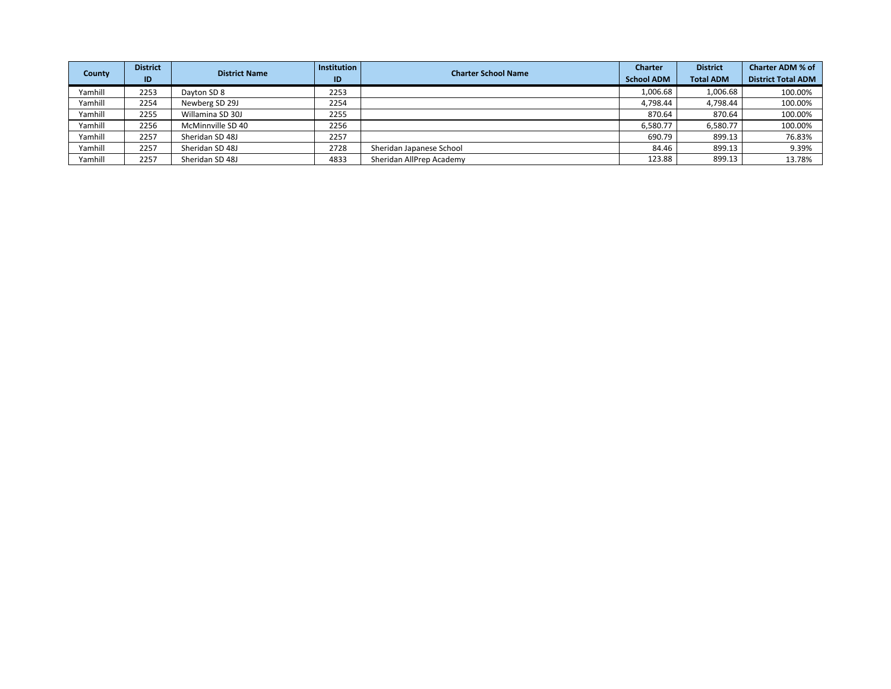| County | District ID | District Name | Institution ID | Charter School Name | Charter School ADM | District Total ADM | Charter ADM % of District Total ADM |
|---|---|---|---|---|---|---|---|
| Yamhill | 2253 | Dayton SD 8 | 2253 | | 1,006.68 | 1,006.68 | 100.00% |
| Yamhill | 2254 | Newberg SD 29J | 2254 | | 4,798.44 | 4,798.44 | 100.00% |
| Yamhill | 2255 | Willamina SD 30J | 2255 | | 870.64 | 870.64 | 100.00% |
| Yamhill | 2256 | McMinnville SD 40 | 2256 | | 6,580.77 | 6,580.77 | 100.00% |
| Yamhill | 2257 | Sheridan SD 48J | 2257 | | 690.79 | 899.13 | 76.83% |
| Yamhill | 2257 | Sheridan SD 48J | 2728 | Sheridan Japanese School | 84.46 | 899.13 | 9.39% |
| Yamhill | 2257 | Sheridan SD 48J | 4833 | Sheridan AllPrep Academy | 123.88 | 899.13 | 13.78% |